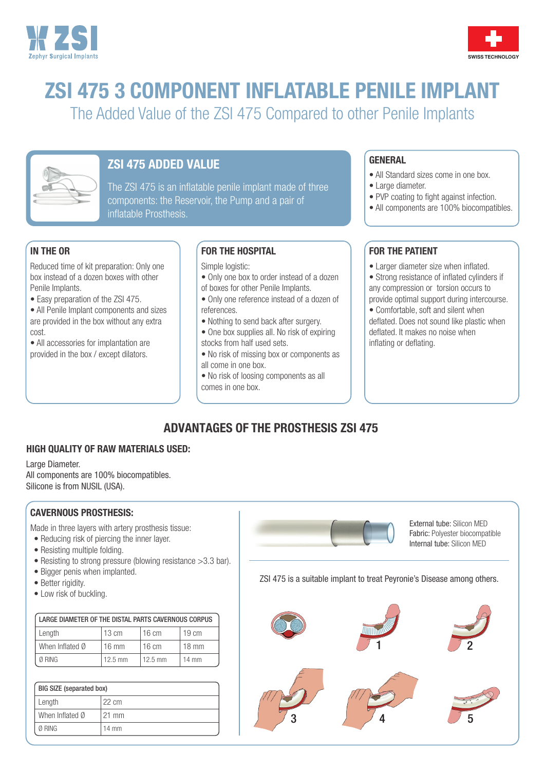ZSI Zephyr Surgical Implants

SWISS TECHNOLOGY

# ZSI 475 3 COMPONENT INFLATABLE PENILE IMPLANT

The Added Value of the ZSI 475 Compared to other Penile Implants

## ZSI 475 ADDED VALUE

The ZSI 475 is an inflatable penile implant made of three components: the Reservoir, the Pump and a pair of inflatable Prosthesis.

### GENERAL

- All Standard sizes come in one box.
- Large diameter.
- PVP coating to fight against infection.
- All components are 100% biocompatibles.

### IN THE OR

Reduced time of kit preparation: Only one box instead of a dozen boxes with other Penile Implants.

- Easy preparation of the ZSI 475.
- All Penile Implant components and sizes are provided in the box without any extra cost.
- All accessories for implantation are provided in the box / except dilators.

### FOR THE HOSPITAL

Simple logistic:

- Only one box to order instead of a dozen of boxes for other Penile Implants.
- Only one reference instead of a dozen of references.
- Nothing to send back after surgery.
- One box supplies all. No risk of expiring stocks from half used sets.
- No risk of missing box or components as all come in one box.
- No risk of loosing components as all comes in one box.

### FOR THE PATIENT

- Larger diameter size when inflated.
- Strong resistance of inflated cylinders if any compression or torsion occurs to provide optimal support during intercourse.
- Comfortable, soft and silent when deflated. Does not sound like plastic when deflated. It makes no noise when inflating or deflating.

## ADVANTAGES OF THE PROSTHESIS ZSI 475

### HIGH QUALITY OF RAW MATERIALS USED:

Large Diameter.
All components are 100% biocompatibles.
Silicone is from NUSIL (USA).

### CAVERNOUS PROSTHESIS:

Made in three layers with artery prosthesis tissue:

- Reducing risk of piercing the inner layer.
- Resisting multiple folding.
- Resisting to strong pressure (blowing resistance >3.3 bar).
- Bigger penis when implanted.
- Better rigidity.
- Low risk of buckling.

| LARGE DIAMETER OF THE DISTAL PARTS CAVERNOUS CORPUS | | | |
|---|---|---|---|
| Length | 13 cm | 16 cm | 19 cm |
| When Inflated Ø | 16 mm | 16 cm | 18 mm |
| Ø RING | 12.5 mm | 12.5 mm | 14 mm |

| BIG SIZE (separated box) | |
|---|---|
| Length | 22 cm |
| When Inflated Ø | 21 mm |
| Ø RING | 14 mm |

**External tube:** Silicon MED
**Fabric:** Polyester biocompatible
**Internal tube:** Silicon MED

ZSI 475 is a suitable implant to treat Peyronie's Disease among others.

1 2 3 4 5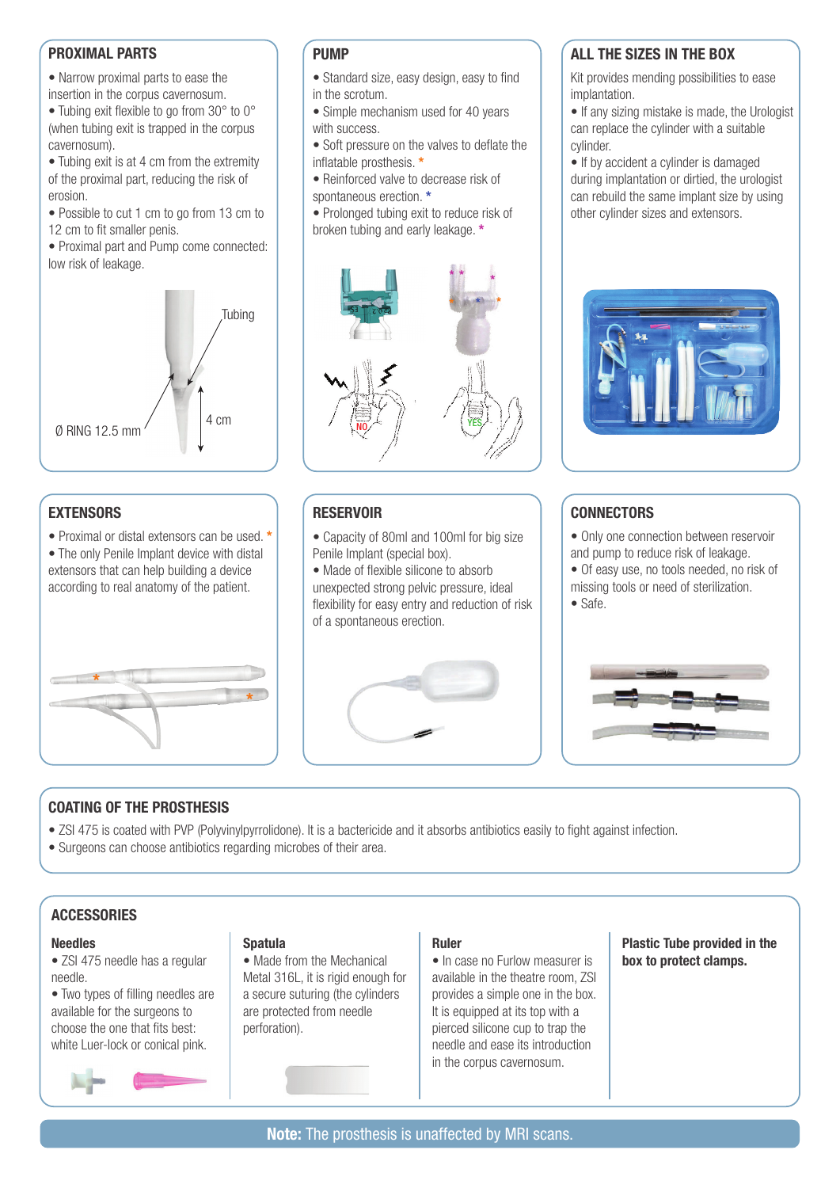## PROXIMAL PARTS

- Narrow proximal parts to ease the insertion in the corpus cavernosum.
- Tubing exit flexible to go from 30° to 0° (when tubing exit is trapped in the corpus cavernosum).
- Tubing exit is at 4 cm from the extremity of the proximal part, reducing the risk of erosion.
- Possible to cut 1 cm to go from 13 cm to 12 cm to fit smaller penis.
- Proximal part and Pump come connected: low risk of leakage.

Tubing

Ø RING 12.5 mm

4 cm

## PUMP

- Standard size, easy design, easy to find in the scrotum.
- Simple mechanism used for 40 years with success.
- Soft pressure on the valves to deflate the inflatable prosthesis. *
- Reinforced valve to decrease risk of spontaneous erection. *
- Prolonged tubing exit to reduce risk of broken tubing and early leakage. *

NO

YES

## ALL THE SIZES IN THE BOX

Kit provides mending possibilities to ease implantation.

- If any sizing mistake is made, the Urologist can replace the cylinder with a suitable cylinder.
- If by accident a cylinder is damaged during implantation or dirtied, the urologist can rebuild the same implant size by using other cylinder sizes and extensors.

## EXTENSORS

- Proximal or distal extensors can be used. *
- The only Penile Implant device with distal extensors that can help building a device according to real anatomy of the patient.

## RESERVOIR

- Capacity of 80ml and 100ml for big size Penile Implant (special box).
- Made of flexible silicone to absorb unexpected strong pelvic pressure, ideal flexibility for easy entry and reduction of risk of a spontaneous erection.

## CONNECTORS

- Only one connection between reservoir and pump to reduce risk of leakage.
- Of easy use, no tools needed, no risk of missing tools or need of sterilization.
- Safe.

## COATING OF THE PROSTHESIS

- ZSI 475 is coated with PVP (Polyvinylpyrrolidone). It is a bactericide and it absorbs antibiotics easily to fight against infection.
- Surgeons can choose antibiotics regarding microbes of their area.

## ACCESSORIES

**Needles**

- ZSI 475 needle has a regular needle.
- Two types of filling needles are available for the surgeons to choose the one that fits best: white Luer-lock or conical pink.

**Spatula**

- Made from the Mechanical Metal 316L, it is rigid enough for a secure suturing (the cylinders are protected from needle perforation).

**Ruler**

- In case no Furlow measurer is available in the theatre room, ZSI provides a simple one in the box. It is equipped at its top with a pierced silicone cup to trap the needle and ease its introduction in the corpus cavernosum.

**Plastic Tube provided in the box to protect clamps.**

**Note:** The prosthesis is unaffected by MRI scans.